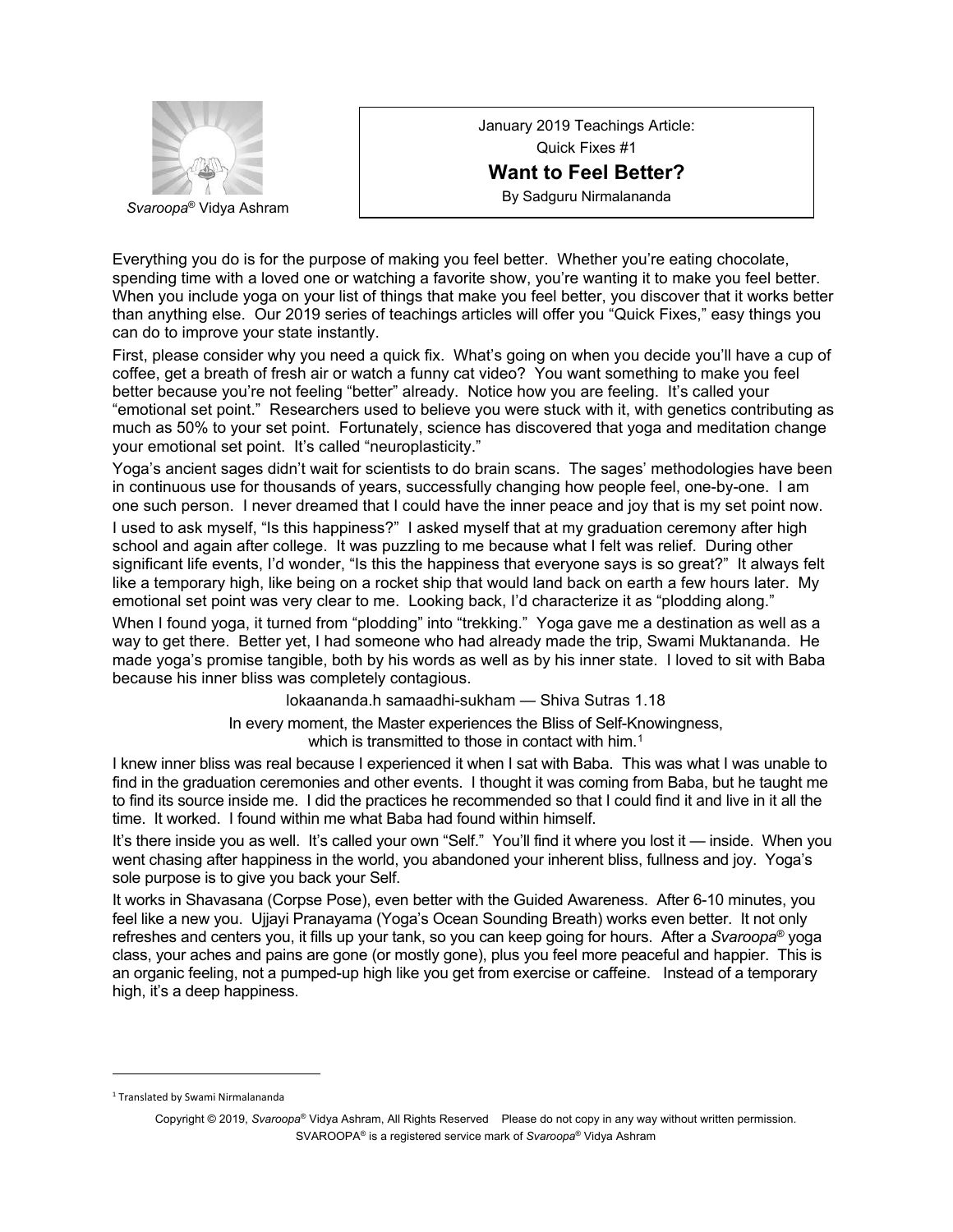*Svaroopa*® Vidya Ashram

January 2019 Teachings Article:
Quick Fixes #1

# Want to Feel Better?

By Sadguru Nirmalananda

Everything you do is for the purpose of making you feel better. Whether you're eating chocolate, spending time with a loved one or watching a favorite show, you're wanting it to make you feel better. When you include yoga on your list of things that make you feel better, you discover that it works better than anything else. Our 2019 series of teachings articles will offer you "Quick Fixes," easy things you can do to improve your state instantly.

First, please consider why you need a quick fix. What's going on when you decide you'll have a cup of coffee, get a breath of fresh air or watch a funny cat video? You want something to make you feel better because you're not feeling "better" already. Notice how you are feeling. It's called your "emotional set point." Researchers used to believe you were stuck with it, with genetics contributing as much as 50% to your set point. Fortunately, science has discovered that yoga and meditation change your emotional set point. It's called "neuroplasticity."

Yoga's ancient sages didn't wait for scientists to do brain scans. The sages' methodologies have been in continuous use for thousands of years, successfully changing how people feel, one-by-one. I am one such person. I never dreamed that I could have the inner peace and joy that is my set point now.

I used to ask myself, "Is this happiness?" I asked myself that at my graduation ceremony after high school and again after college. It was puzzling to me because what I felt was relief. During other significant life events, I'd wonder, "Is this the happiness that everyone says is so great?" It always felt like a temporary high, like being on a rocket ship that would land back on earth a few hours later. My emotional set point was very clear to me. Looking back, I'd characterize it as "plodding along."

When I found yoga, it turned from "plodding" into "trekking." Yoga gave me a destination as well as a way to get there. Better yet, I had someone who had already made the trip, Swami Muktananda. He made yoga's promise tangible, both by his words as well as by his inner state. I loved to sit with Baba because his inner bliss was completely contagious.

lokaananda.h samaadhi-sukham — Shiva Sutras 1.18

In every moment, the Master experiences the Bliss of Self-Knowingness,
which is transmitted to those in contact with him.[1]

I knew inner bliss was real because I experienced it when I sat with Baba. This was what I was unable to find in the graduation ceremonies and other events. I thought it was coming from Baba, but he taught me to find its source inside me. I did the practices he recommended so that I could find it and live in it all the time. It worked. I found within me what Baba had found within himself.

It's there inside you as well. It's called your own "Self." You'll find it where you lost it — inside. When you went chasing after happiness in the world, you abandoned your inherent bliss, fullness and joy. Yoga's sole purpose is to give you back your Self.

It works in Shavasana (Corpse Pose), even better with the Guided Awareness. After 6-10 minutes, you feel like a new you. Ujjayi Pranayama (Yoga's Ocean Sounding Breath) works even better. It not only refreshes and centers you, it fills up your tank, so you can keep going for hours. After a *Svaroopa*® yoga class, your aches and pains are gone (or mostly gone), plus you feel more peaceful and happier. This is an organic feeling, not a pumped-up high like you get from exercise or caffeine. Instead of a temporary high, it's a deep happiness.

---

[1] Translated by Swami Nirmalananda

Copyright © 2019, *Svaroopa*® Vidya Ashram, All Rights Reserved Please do not copy in any way without written permission.
SVAROOPA® is a registered service mark of *Svaroopa*® Vidya Ashram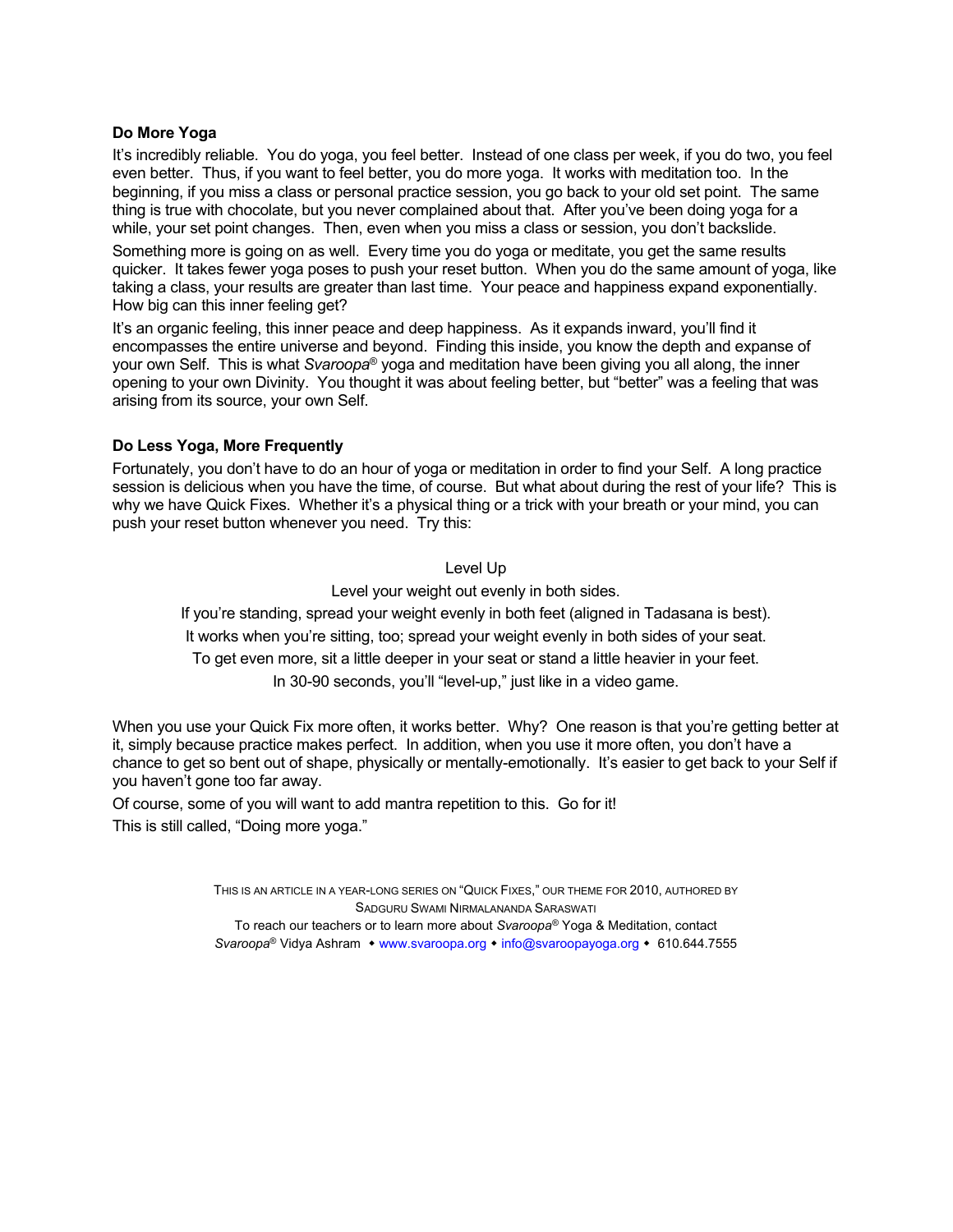### Do More Yoga

It's incredibly reliable. You do yoga, you feel better. Instead of one class per week, if you do two, you feel even better. Thus, if you want to feel better, you do more yoga. It works with meditation too. In the beginning, if you miss a class or personal practice session, you go back to your old set point. The same thing is true with chocolate, but you never complained about that. After you've been doing yoga for a while, your set point changes. Then, even when you miss a class or session, you don't backslide.

Something more is going on as well. Every time you do yoga or meditate, you get the same results quicker. It takes fewer yoga poses to push your reset button. When you do the same amount of yoga, like taking a class, your results are greater than last time. Your peace and happiness expand exponentially. How big can this inner feeling get?

It's an organic feeling, this inner peace and deep happiness. As it expands inward, you'll find it encompasses the entire universe and beyond. Finding this inside, you know the depth and expanse of your own Self. This is what *Svaroopa*® yoga and meditation have been giving you all along, the inner opening to your own Divinity. You thought it was about feeling better, but "better" was a feeling that was arising from its source, your own Self.

### Do Less Yoga, More Frequently

Fortunately, you don't have to do an hour of yoga or meditation in order to find your Self. A long practice session is delicious when you have the time, of course. But what about during the rest of your life? This is why we have Quick Fixes. Whether it's a physical thing or a trick with your breath or your mind, you can push your reset button whenever you need. Try this:

Level Up

Level your weight out evenly in both sides.

If you're standing, spread your weight evenly in both feet (aligned in Tadasana is best).

It works when you're sitting, too; spread your weight evenly in both sides of your seat.

To get even more, sit a little deeper in your seat or stand a little heavier in your feet.

In 30-90 seconds, you'll "level-up," just like in a video game.

When you use your Quick Fix more often, it works better. Why? One reason is that you're getting better at it, simply because practice makes perfect. In addition, when you use it more often, you don't have a chance to get so bent out of shape, physically or mentally-emotionally. It's easier to get back to your Self if you haven't gone too far away.

Of course, some of you will want to add mantra repetition to this. Go for it!

This is still called, "Doing more yoga."

This is an article in a year-long series on "Quick Fixes," our theme for 2010, authored by Sadguru Swami Nirmalananda Saraswati

To reach our teachers or to learn more about *Svaroopa*® Yoga & Meditation, contact *Svaroopa*® Vidya Ashram ◆ www.svaroopa.org ◆ info@svaroopayoga.org ◆ 610.644.7555